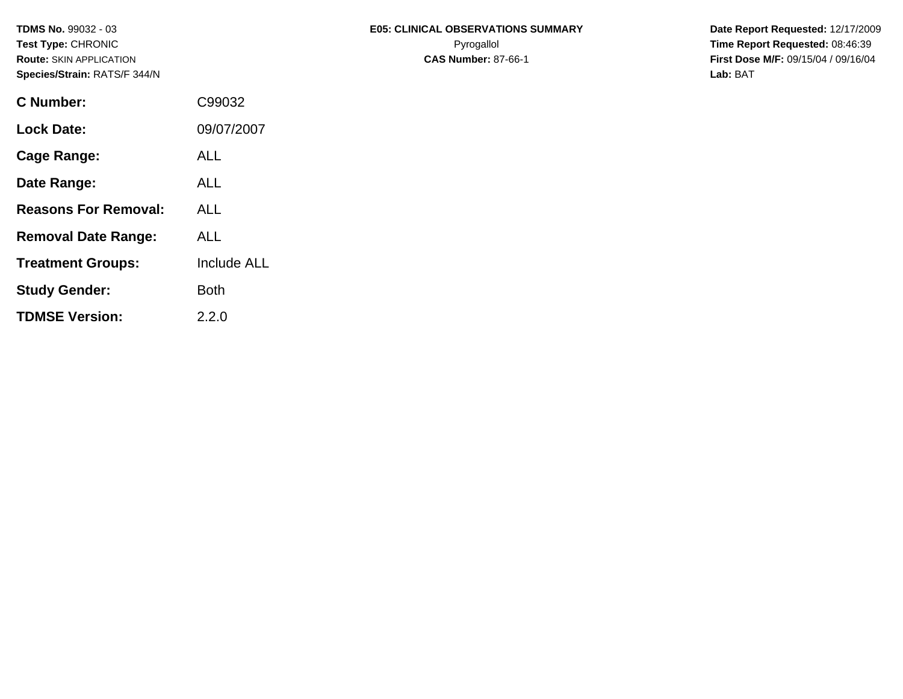**TDMS No.** 99032 - 03
**Test Type:** CHRONIC
**Route:** SKIN APPLICATION
**Species/Strain:** RATS/F 344/N

**E05: CLINICAL OBSERVATIONS SUMMARY**
Pyrogallol
**CAS Number:** 87-66-1

**Date Report Requested:** 12/17/2009
**Time Report Requested:** 08:46:39
**First Dose M/F:** 09/15/04 / 09/16/04
**Lab:** BAT

| | |
|---|---|
| **C Number:** | C99032 |
| **Lock Date:** | 09/07/2007 |
| **Cage Range:** | ALL |
| **Date Range:** | ALL |
| **Reasons For Removal:** | ALL |
| **Removal Date Range:** | ALL |
| **Treatment Groups:** | Include ALL |
| **Study Gender:** | Both |
| **TDMSE Version:** | 2.2.0 |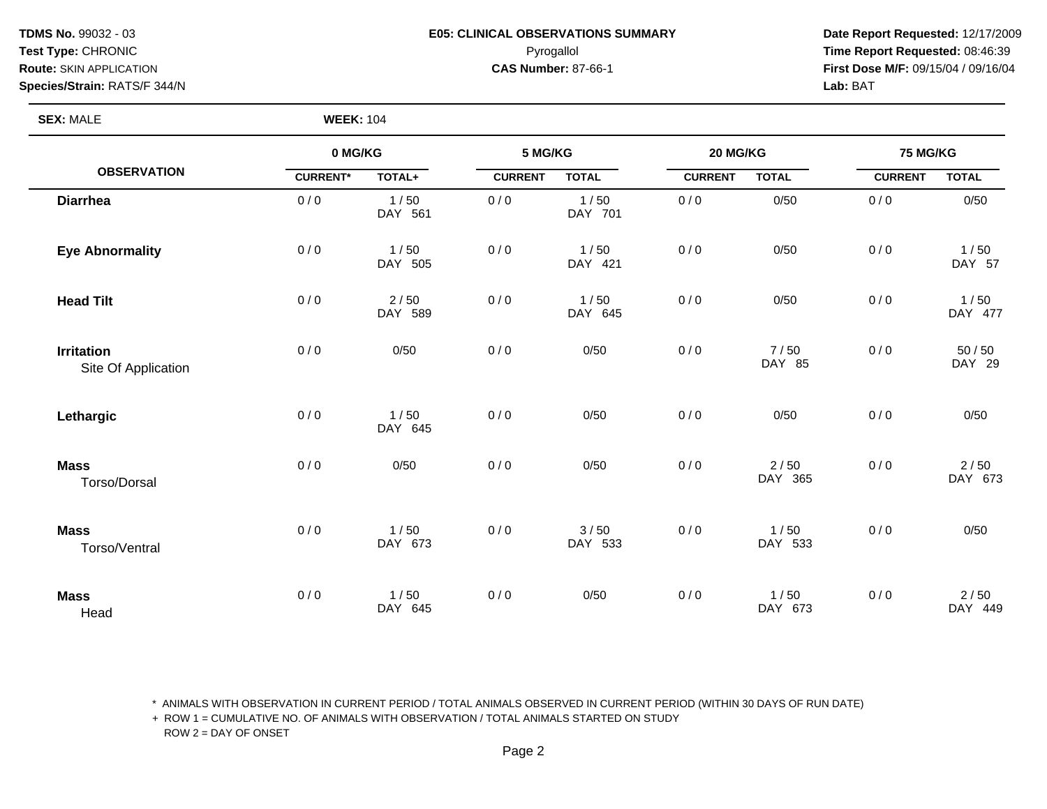**TDMS No.** 99032 - 03
**Test Type:** CHRONIC
**Route:** SKIN APPLICATION
**Species/Strain:** RATS/F 344/N

**E05: CLINICAL OBSERVATIONS SUMMARY**
Pyrogallol
**CAS Number:** 87-66-1

**Date Report Requested:** 12/17/2009
**Time Report Requested:** 08:46:39
**First Dose M/F:** 09/15/04 / 09/16/04
**Lab:** BAT

**SEX:** MALE **WEEK:** 104

| OBSERVATION | 0 MG/KG | | 5 MG/KG | | 20 MG/KG | | 75 MG/KG | |
|---|---|---|---|---|---|---|---|---|
| | CURRENT* | TOTAL+ | CURRENT | TOTAL | CURRENT | TOTAL | CURRENT | TOTAL |
| **Diarrhea** | 0 / 0 | 1 / 50<br>DAY 561 | 0 / 0 | 1 / 50<br>DAY 701 | 0 / 0 | 0/50 | 0 / 0 | 0/50 |
| **Eye Abnormality** | 0 / 0 | 1 / 50<br>DAY 505 | 0 / 0 | 1 / 50<br>DAY 421 | 0 / 0 | 0/50 | 0 / 0 | 1 / 50<br>DAY 57 |
| **Head Tilt** | 0 / 0 | 2 / 50<br>DAY 589 | 0 / 0 | 1 / 50<br>DAY 645 | 0 / 0 | 0/50 | 0 / 0 | 1 / 50<br>DAY 477 |
| **Irritation**<br>Site Of Application | 0 / 0 | 0/50 | 0 / 0 | 0/50 | 0 / 0 | 7 / 50<br>DAY 85 | 0 / 0 | 50 / 50<br>DAY 29 |
| **Lethargic** | 0 / 0 | 1 / 50<br>DAY 645 | 0 / 0 | 0/50 | 0 / 0 | 0/50 | 0 / 0 | 0/50 |
| **Mass**<br>Torso/Dorsal | 0 / 0 | 0/50 | 0 / 0 | 0/50 | 0 / 0 | 2 / 50<br>DAY 365 | 0 / 0 | 2 / 50<br>DAY 673 |
| **Mass**<br>Torso/Ventral | 0 / 0 | 1 / 50<br>DAY 673 | 0 / 0 | 3 / 50<br>DAY 533 | 0 / 0 | 1 / 50<br>DAY 533 | 0 / 0 | 0/50 |
| **Mass**<br>Head | 0 / 0 | 1 / 50<br>DAY 645 | 0 / 0 | 0/50 | 0 / 0 | 1 / 50<br>DAY 673 | 0 / 0 | 2 / 50<br>DAY 449 |

* ANIMALS WITH OBSERVATION IN CURRENT PERIOD / TOTAL ANIMALS OBSERVED IN CURRENT PERIOD (WITHIN 30 DAYS OF RUN DATE)
+ ROW 1 = CUMULATIVE NO. OF ANIMALS WITH OBSERVATION / TOTAL ANIMALS STARTED ON STUDY
ROW 2 = DAY OF ONSET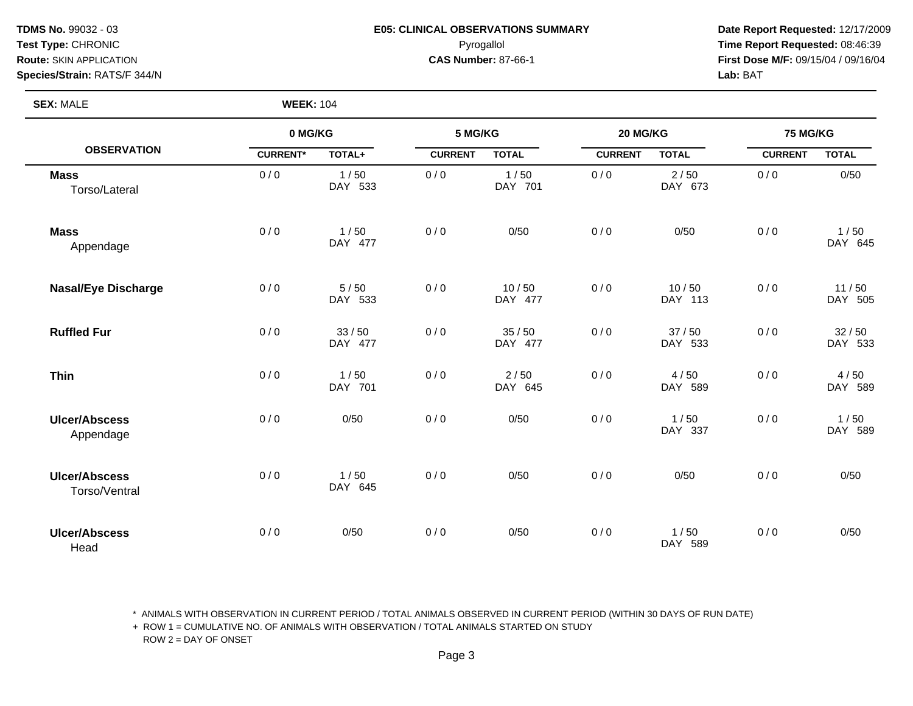**TDMS No.** 99032 - 03
**Test Type:** CHRONIC
**Route:** SKIN APPLICATION
**Species/Strain:** RATS/F 344/N

**E05: CLINICAL OBSERVATIONS SUMMARY**
Pyrogallol
**CAS Number:** 87-66-1

**Date Report Requested:** 12/17/2009
**Time Report Requested:** 08:46:39
**First Dose M/F:** 09/15/04 / 09/16/04
**Lab:** BAT

**SEX:** MALE **WEEK:** 104

| OBSERVATION | 0 MG/KG | | 5 MG/KG | | 20 MG/KG | | 75 MG/KG | |
|---|---|---|---|---|---|---|---|---|
| | CURRENT* | TOTAL+ | CURRENT | TOTAL | CURRENT | TOTAL | CURRENT | TOTAL |
| **Mass** Torso/Lateral | 0 / 0 | 1 / 50 DAY 533 | 0 / 0 | 1 / 50 DAY 701 | 0 / 0 | 2 / 50 DAY 673 | 0 / 0 | 0/50 |
| **Mass** Appendage | 0 / 0 | 1 / 50 DAY 477 | 0 / 0 | 0/50 | 0 / 0 | 0/50 | 0 / 0 | 1 / 50 DAY 645 |
| **Nasal/Eye Discharge** | 0 / 0 | 5 / 50 DAY 533 | 0 / 0 | 10 / 50 DAY 477 | 0 / 0 | 10 / 50 DAY 113 | 0 / 0 | 11 / 50 DAY 505 |
| **Ruffled Fur** | 0 / 0 | 33 / 50 DAY 477 | 0 / 0 | 35 / 50 DAY 477 | 0 / 0 | 37 / 50 DAY 533 | 0 / 0 | 32 / 50 DAY 533 |
| **Thin** | 0 / 0 | 1 / 50 DAY 701 | 0 / 0 | 2 / 50 DAY 645 | 0 / 0 | 4 / 50 DAY 589 | 0 / 0 | 4 / 50 DAY 589 |
| **Ulcer/Abscess** Appendage | 0 / 0 | 0/50 | 0 / 0 | 0/50 | 0 / 0 | 1 / 50 DAY 337 | 0 / 0 | 1 / 50 DAY 589 |
| **Ulcer/Abscess** Torso/Ventral | 0 / 0 | 1 / 50 DAY 645 | 0 / 0 | 0/50 | 0 / 0 | 0/50 | 0 / 0 | 0/50 |
| **Ulcer/Abscess** Head | 0 / 0 | 0/50 | 0 / 0 | 0/50 | 0 / 0 | 1 / 50 DAY 589 | 0 / 0 | 0/50 |

\* ANIMALS WITH OBSERVATION IN CURRENT PERIOD / TOTAL ANIMALS OBSERVED IN CURRENT PERIOD (WITHIN 30 DAYS OF RUN DATE)
\+ ROW 1 = CUMULATIVE NO. OF ANIMALS WITH OBSERVATION / TOTAL ANIMALS STARTED ON STUDY
ROW 2 = DAY OF ONSET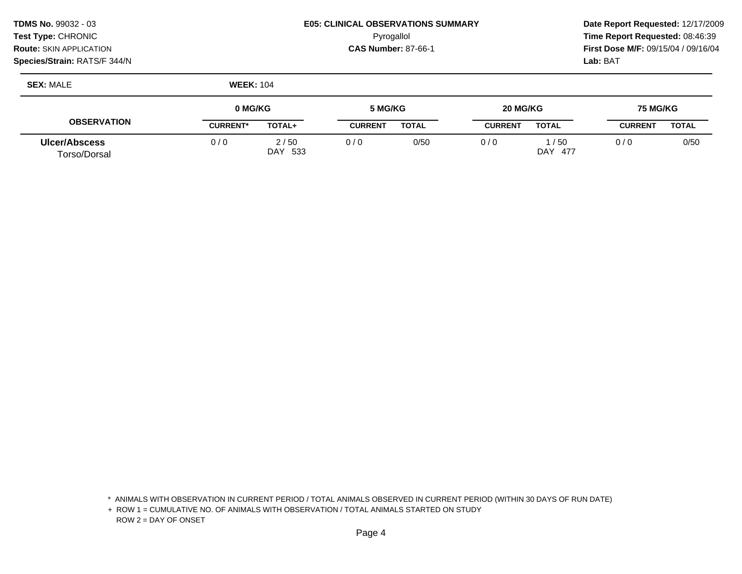**TDMS No.** 99032 - 03
**Test Type:** CHRONIC
**Route:** SKIN APPLICATION
**Species/Strain:** RATS/F 344/N

**E05: CLINICAL OBSERVATIONS SUMMARY**
Pyrogallol
**CAS Number:** 87-66-1

**Date Report Requested:** 12/17/2009
**Time Report Requested:** 08:46:39
**First Dose M/F:** 09/15/04 / 09/16/04
**Lab:** BAT

**SEX:** MALE **WEEK:** 104

| OBSERVATION | 0 MG/KG | | 5 MG/KG | | 20 MG/KG | | 75 MG/KG | |
|---|---|---|---|---|---|---|---|---|
| | CURRENT* | TOTAL+ | CURRENT | TOTAL | CURRENT | TOTAL | CURRENT | TOTAL |
| **Ulcer/Abscess** Torso/Dorsal | 0 / 0 | 2 / 50 DAY 533 | 0 / 0 | 0/50 | 0 / 0 | 1 / 50 DAY 477 | 0 / 0 | 0/50 |

\* ANIMALS WITH OBSERVATION IN CURRENT PERIOD / TOTAL ANIMALS OBSERVED IN CURRENT PERIOD (WITHIN 30 DAYS OF RUN DATE)
+ ROW 1 = CUMULATIVE NO. OF ANIMALS WITH OBSERVATION / TOTAL ANIMALS STARTED ON STUDY
ROW 2 = DAY OF ONSET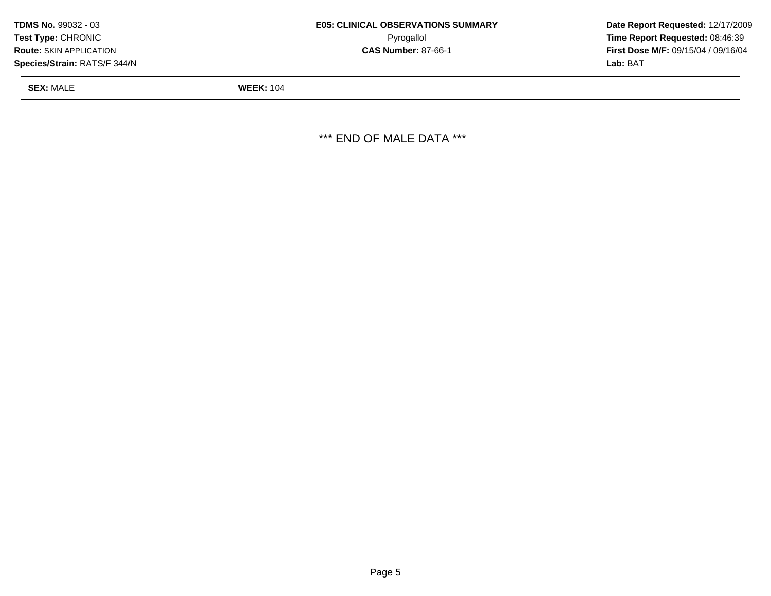**TDMS No.** 99032 - 03
**Test Type:** CHRONIC
**Route:** SKIN APPLICATION
**Species/Strain:** RATS/F 344/N

**E05: CLINICAL OBSERVATIONS SUMMARY**
Pyrogallol
**CAS Number:** 87-66-1

**Date Report Requested:** 12/17/2009
**Time Report Requested:** 08:46:39
**First Dose M/F:** 09/15/04 / 09/16/04
**Lab:** BAT

**SEX:** MALE **WEEK:** 104

*** END OF MALE DATA ***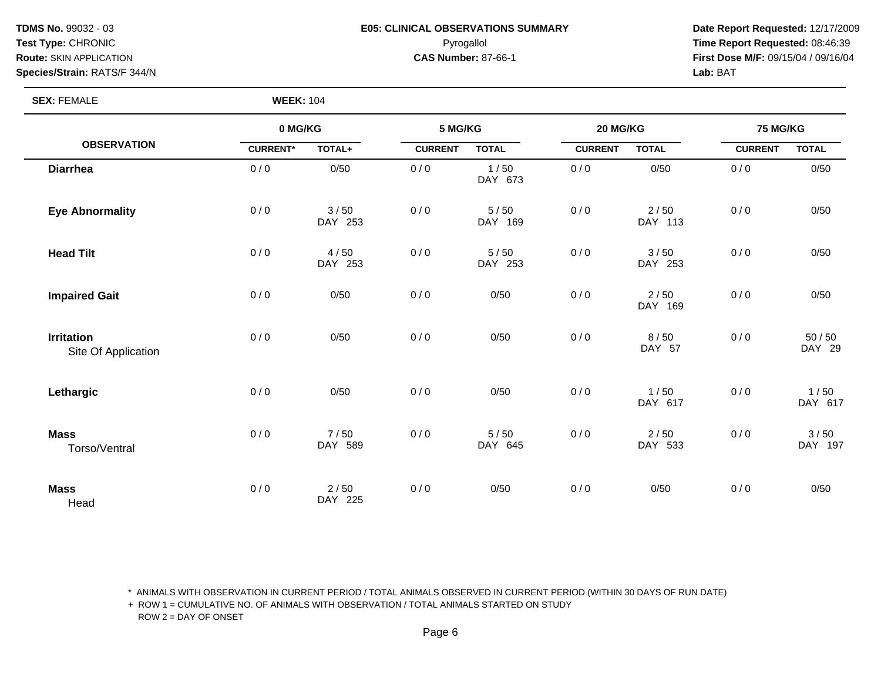**TDMS No.** 99032 - 03
**Test Type:** CHRONIC
**Route:** SKIN APPLICATION
**Species/Strain:** RATS/F 344/N

**E05: CLINICAL OBSERVATIONS SUMMARY**
Pyrogallol
**CAS Number:** 87-66-1

**Date Report Requested:** 12/17/2009
**Time Report Requested:** 08:46:39
**First Dose M/F:** 09/15/04 / 09/16/04
**Lab:** BAT

**SEX:** FEMALE **WEEK:** 104

| OBSERVATION | 0 MG/KG | | 5 MG/KG | | 20 MG/KG | | 75 MG/KG | |
|---|---|---|---|---|---|---|---|---|
| | CURRENT* | TOTAL+ | CURRENT | TOTAL | CURRENT | TOTAL | CURRENT | TOTAL |
| **Diarrhea** | 0 / 0 | 0/50 | 0 / 0 | 1 / 50<br>DAY 673 | 0 / 0 | 0/50 | 0 / 0 | 0/50 |
| **Eye Abnormality** | 0 / 0 | 3 / 50<br>DAY 253 | 0 / 0 | 5 / 50<br>DAY 169 | 0 / 0 | 2 / 50<br>DAY 113 | 0 / 0 | 0/50 |
| **Head Tilt** | 0 / 0 | 4 / 50<br>DAY 253 | 0 / 0 | 5 / 50<br>DAY 253 | 0 / 0 | 3 / 50<br>DAY 253 | 0 / 0 | 0/50 |
| **Impaired Gait** | 0 / 0 | 0/50 | 0 / 0 | 0/50 | 0 / 0 | 2 / 50<br>DAY 169 | 0 / 0 | 0/50 |
| **Irritation**<br>Site Of Application | 0 / 0 | 0/50 | 0 / 0 | 0/50 | 0 / 0 | 8 / 50<br>DAY 57 | 0 / 0 | 50 / 50<br>DAY 29 |
| **Lethargic** | 0 / 0 | 0/50 | 0 / 0 | 0/50 | 0 / 0 | 1 / 50<br>DAY 617 | 0 / 0 | 1 / 50<br>DAY 617 |
| **Mass**<br>Torso/Ventral | 0 / 0 | 7 / 50<br>DAY 589 | 0 / 0 | 5 / 50<br>DAY 645 | 0 / 0 | 2 / 50<br>DAY 533 | 0 / 0 | 3 / 50<br>DAY 197 |
| **Mass**<br>Head | 0 / 0 | 2 / 50<br>DAY 225 | 0 / 0 | 0/50 | 0 / 0 | 0/50 | 0 / 0 | 0/50 |

\* ANIMALS WITH OBSERVATION IN CURRENT PERIOD / TOTAL ANIMALS OBSERVED IN CURRENT PERIOD (WITHIN 30 DAYS OF RUN DATE)
+ ROW 1 = CUMULATIVE NO. OF ANIMALS WITH OBSERVATION / TOTAL ANIMALS STARTED ON STUDY
ROW 2 = DAY OF ONSET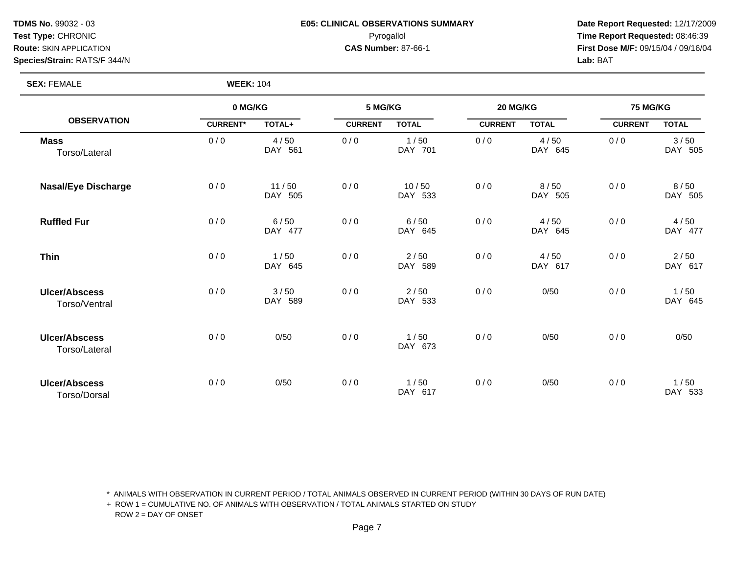**TDMS No.** 99032 - 03
**Test Type:** CHRONIC
**Route:** SKIN APPLICATION
**Species/Strain:** RATS/F 344/N

**E05: CLINICAL OBSERVATIONS SUMMARY**
Pyrogallol
**CAS Number:** 87-66-1

**Date Report Requested:** 12/17/2009
**Time Report Requested:** 08:46:39
**First Dose M/F:** 09/15/04 / 09/16/04
**Lab:** BAT

**SEX:** FEMALE **WEEK:** 104

| OBSERVATION | 0 MG/KG | | 5 MG/KG | | 20 MG/KG | | 75 MG/KG | |
|---|---|---|---|---|---|---|---|---|
| | CURRENT* | TOTAL+ | CURRENT | TOTAL | CURRENT | TOTAL | CURRENT | TOTAL |
| **Mass** Torso/Lateral | 0 / 0 | 4 / 50 DAY 561 | 0 / 0 | 1 / 50 DAY 701 | 0 / 0 | 4 / 50 DAY 645 | 0 / 0 | 3 / 50 DAY 505 |
| **Nasal/Eye Discharge** | 0 / 0 | 11 / 50 DAY 505 | 0 / 0 | 10 / 50 DAY 533 | 0 / 0 | 8 / 50 DAY 505 | 0 / 0 | 8 / 50 DAY 505 |
| **Ruffled Fur** | 0 / 0 | 6 / 50 DAY 477 | 0 / 0 | 6 / 50 DAY 645 | 0 / 0 | 4 / 50 DAY 645 | 0 / 0 | 4 / 50 DAY 477 |
| **Thin** | 0 / 0 | 1 / 50 DAY 645 | 0 / 0 | 2 / 50 DAY 589 | 0 / 0 | 4 / 50 DAY 617 | 0 / 0 | 2 / 50 DAY 617 |
| **Ulcer/Abscess** Torso/Ventral | 0 / 0 | 3 / 50 DAY 589 | 0 / 0 | 2 / 50 DAY 533 | 0 / 0 | 0/50 | 0 / 0 | 1 / 50 DAY 645 |
| **Ulcer/Abscess** Torso/Lateral | 0 / 0 | 0/50 | 0 / 0 | 1 / 50 DAY 673 | 0 / 0 | 0/50 | 0 / 0 | 0/50 |
| **Ulcer/Abscess** Torso/Dorsal | 0 / 0 | 0/50 | 0 / 0 | 1 / 50 DAY 617 | 0 / 0 | 0/50 | 0 / 0 | 1 / 50 DAY 533 |

\* ANIMALS WITH OBSERVATION IN CURRENT PERIOD / TOTAL ANIMALS OBSERVED IN CURRENT PERIOD (WITHIN 30 DAYS OF RUN DATE)
+ ROW 1 = CUMULATIVE NO. OF ANIMALS WITH OBSERVATION / TOTAL ANIMALS STARTED ON STUDY
ROW 2 = DAY OF ONSET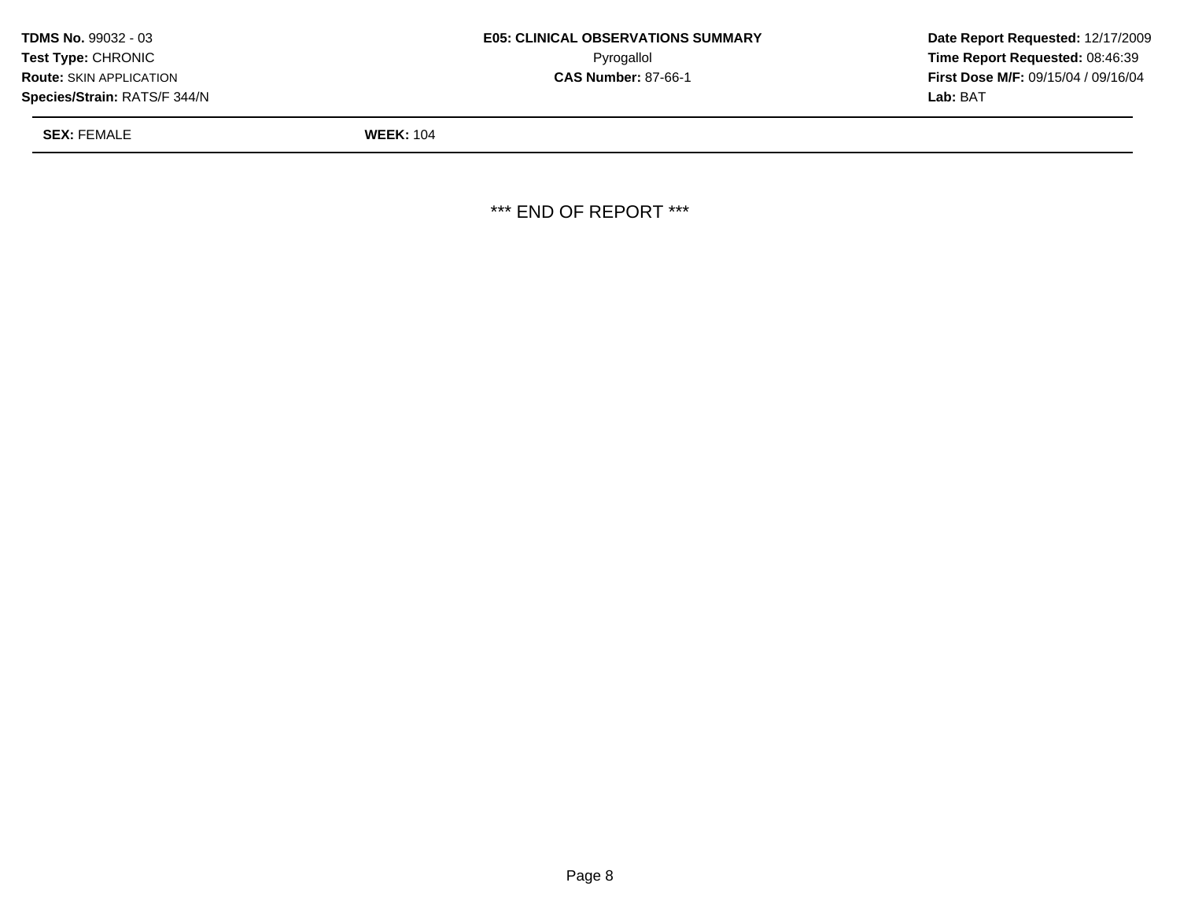**TDMS No.** 99032 - 03
**Test Type:** CHRONIC
**Route:** SKIN APPLICATION
**Species/Strain:** RATS/F 344/N

**E05: CLINICAL OBSERVATIONS SUMMARY**
Pyrogallol
**CAS Number:** 87-66-1

**Date Report Requested:** 12/17/2009
**Time Report Requested:** 08:46:39
**First Dose M/F:** 09/15/04 / 09/16/04
**Lab:** BAT

**SEX:** FEMALE **WEEK:** 104

*** END OF REPORT ***